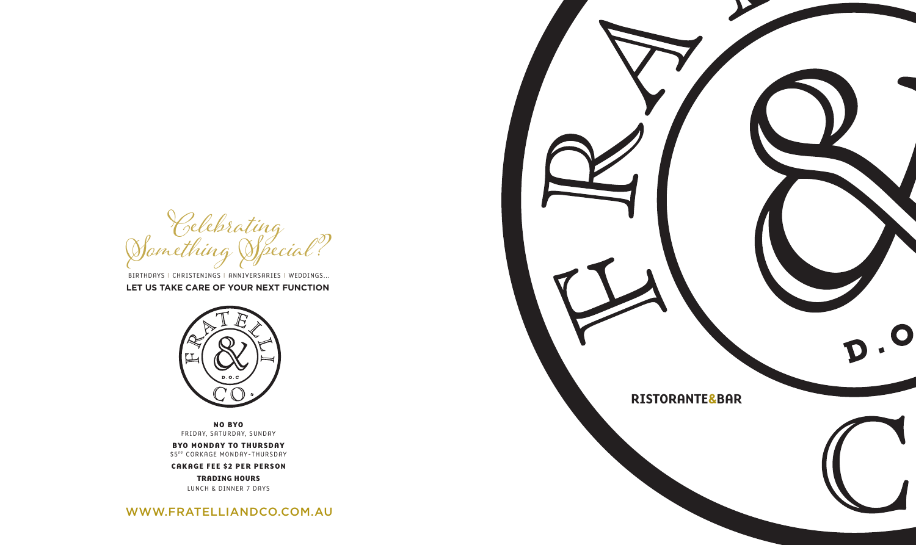*Celebrating Something Special?*

BIRTHDAYS | CHRISTENINGS | ANNIVERSARIES | WEDDINGS...

**LET US TAKE CARE OF YOUR NEXT FUNCTION**

**NO BYO**
FRIDAY, SATURDAY, SUNDAY

**BYO MONDAY TO THURSDAY**
$5PP CORKAGE MONDAY-THURSDAY

**CAKAGE FEE $2 PER PERSON**

**TRADING HOURS**
LUNCH & DINNER 7 DAYS

WWW.FRATELLIANDCO.COM.AU

FRATELLI & CO. D.O.C

**RISTORANTE&BAR**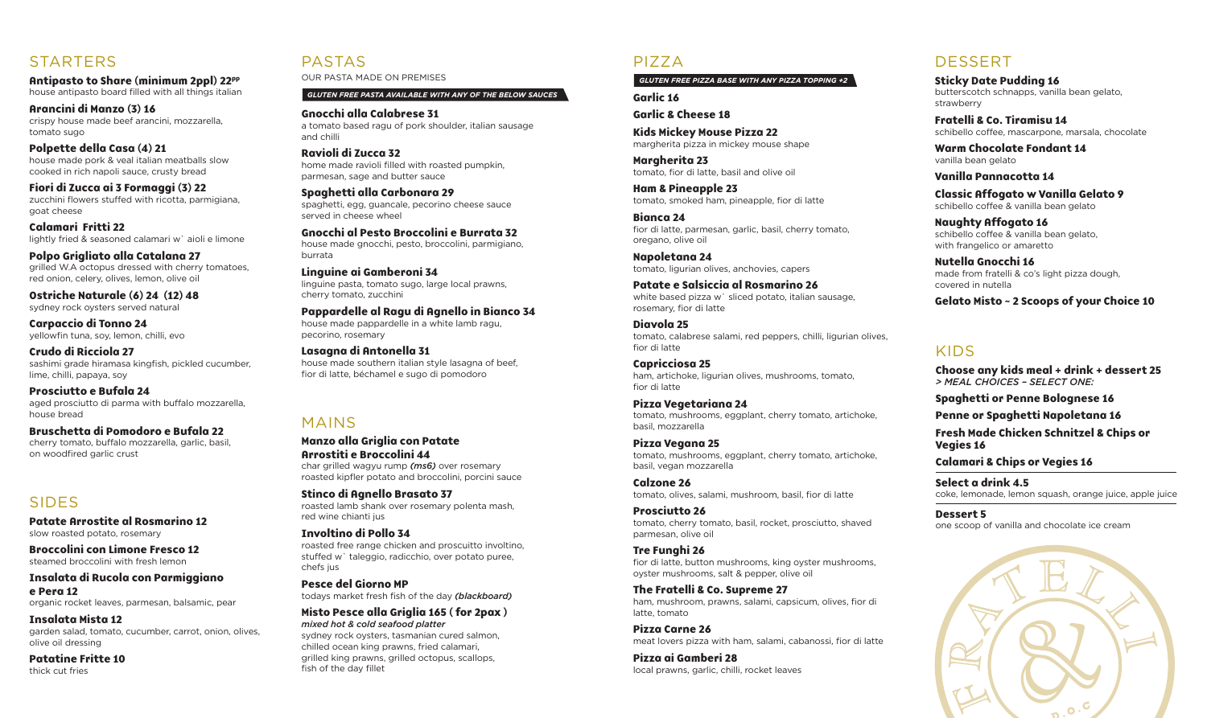## STARTERS

**Antipasto to Share (minimum 2ppl) 22PP**
house antipasto board filled with all things italian

**Arancini di Manzo (3) 16**
crispy house made beef arancini, mozzarella, tomato sugo

**Polpette della Casa (4) 21**
house made pork & veal italian meatballs slow cooked in rich napoli sauce, crusty bread

**Fiori di Zucca ai 3 Formaggi (3) 22**
zucchini flowers stuffed with ricotta, parmigiana, goat cheese

**Calamari Fritti 22**
lightly fried & seasoned calamari w` aioli e limone

**Polpo Grigliato alla Catalana 27**
grilled W.A octopus dressed with cherry tomatoes, red onion, celery, olives, lemon, olive oil

**Ostriche Naturale (6) 24 (12) 48**
sydney rock oysters served natural

**Carpaccio di Tonno 24**
yellowfin tuna, soy, lemon, chilli, evo

**Crudo di Ricciola 27**
sashimi grade hiramasa kingfish, pickled cucumber, lime, chilli, papaya, soy

**Prosciutto e Bufala 24**
aged prosciutto di parma with buffalo mozzarella, house bread

**Bruschetta di Pomodoro e Bufala 22**
cherry tomato, buffalo mozzarella, garlic, basil, on woodfired garlic crust

## SIDES

**Patate Arrostite al Rosmarino 12**
slow roasted potato, rosemary

**Broccolini con Limone Fresco 12**
steamed broccolini with fresh lemon

**Insalata di Rucola con Parmiggiano e Pera 12**
organic rocket leaves, parmesan, balsamic, pear

**Insalata Mista 12**
garden salad, tomato, cucumber, carrot, onion, olives, olive oil dressing

**Patatine Fritte 10**
thick cut fries

## PASTAS

OUR PASTA MADE ON PREMISES

***GLUTEN FREE PASTA AVAILABLE WITH ANY OF THE BELOW SAUCES***

**Gnocchi alla Calabrese 31**
a tomato based ragu of pork shoulder, italian sausage and chilli

**Ravioli di Zucca 32**
home made ravioli filled with roasted pumpkin, parmesan, sage and butter sauce

**Spaghetti alla Carbonara 29**
spaghetti, egg, guancale, pecorino cheese sauce served in cheese wheel

**Gnocchi al Pesto Broccolini e Burrata 32**
house made gnocchi, pesto, broccolini, parmigiano, burrata

**Linguine ai Gamberoni 34**
linguine pasta, tomato sugo, large local prawns, cherry tomato, zucchini

**Pappardelle al Ragu di Agnello in Bianco 34**
house made pappardelle in a white lamb ragu, pecorino, rosemary

**Lasagna di Antonella 31**
house made southern italian style lasagna of beef, fior di latte, béchamel e sugo di pomodoro

## MAINS

**Manzo alla Griglia con Patate Arrostiti e Broccolini 44**
char grilled wagyu rump ***(ms6)*** over rosemary roasted kipfler potato and broccolini, porcini sauce

**Stinco di Agnello Brasato 37**
roasted lamb shank over rosemary polenta mash, red wine chianti jus

**Involtino di Pollo 34**
roasted free range chicken and proscuitto involtino, stuffed w` taleggio, radicchio, over potato puree, chefs jus

**Pesce del Giorno MP**
todays market fresh fish of the day ***(blackboard)***

**Misto Pesce alla Griglia 165 ( for 2pax )**
***mixed hot & cold seafood platter***
sydney rock oysters, tasmanian cured salmon, chilled ocean king prawns, fried calamari, grilled king prawns, grilled octopus, scallops, fish of the day fillet

## PIZZA

***GLUTEN FREE PIZZA BASE WITH ANY PIZZA TOPPING +2***

**Garlic 16**

**Garlic & Cheese 18**

**Kids Mickey Mouse Pizza 22**
margherita pizza in mickey mouse shape

**Margherita 23**
tomato, fior di latte, basil and olive oil

**Ham & Pineapple 23**
tomato, smoked ham, pineapple, fior di latte

**Bianca 24**
fior di latte, parmesan, garlic, basil, cherry tomato, oregano, olive oil

**Napoletana 24**
tomato, ligurian olives, anchovies, capers

**Patate e Salsiccia al Rosmarino 26**
white based pizza w` sliced potato, italian sausage, rosemary, fior di latte

**Diavola 25**
tomato, calabrese salami, red peppers, chilli, ligurian olives, fior di latte

**Capricciosa 25**
ham, artichoke, ligurian olives, mushrooms, tomato, fior di latte

**Pizza Vegetariana 24**
tomato, mushrooms, eggplant, cherry tomato, artichoke, basil, mozzarella

**Pizza Vegana 25**
tomato, mushrooms, eggplant, cherry tomato, artichoke, basil, vegan mozzarella

**Calzone 26**
tomato, olives, salami, mushroom, basil, fior di latte

**Prosciutto 26**
tomato, cherry tomato, basil, rocket, prosciutto, shaved parmesan, olive oil

**Tre Funghi 26**
fior di latte, button mushrooms, king oyster mushrooms, oyster mushrooms, salt & pepper, olive oil

**The Fratelli & Co. Supreme 27**
ham, mushroom, prawns, salami, capsicum, olives, fior di latte, tomato

**Pizza Carne 26**
meat lovers pizza with ham, salami, cabanossi, fior di latte

**Pizza ai Gamberi 28**
local prawns, garlic, chilli, rocket leaves

## DESSERT

**Sticky Date Pudding 16**
butterscotch schnapps, vanilla bean gelato, strawberry

**Fratelli & Co. Tiramisu 14**
schibello coffee, mascarpone, marsala, chocolate

**Warm Chocolate Fondant 14**
vanilla bean gelato

**Vanilla Pannacotta 14**

**Classic Affogato w Vanilla Gelato 9**
schibello coffee & vanilla bean gelato

**Naughty Affogato 16**
schibello coffee & vanilla bean gelato, with frangelico or amaretto

**Nutella Gnocchi 16**
made from fratelli & co's light pizza dough, covered in nutella

**Gelato Misto ~ 2 Scoops of your Choice 10**

## KIDS

**Choose any kids meal + drink + dessert 25**
*> MEAL CHOICES – SELECT ONE:*

**Spaghetti or Penne Bolognese 16**

**Penne or Spaghetti Napoletana 16**

**Fresh Made Chicken Schnitzel & Chips or Vegies 16**

**Calamari & Chips or Vegies 16**

**Select a drink 4.5**
coke, lemonade, lemon squash, orange juice, apple juice

**Dessert 5**
one scoop of vanilla and chocolate ice cream